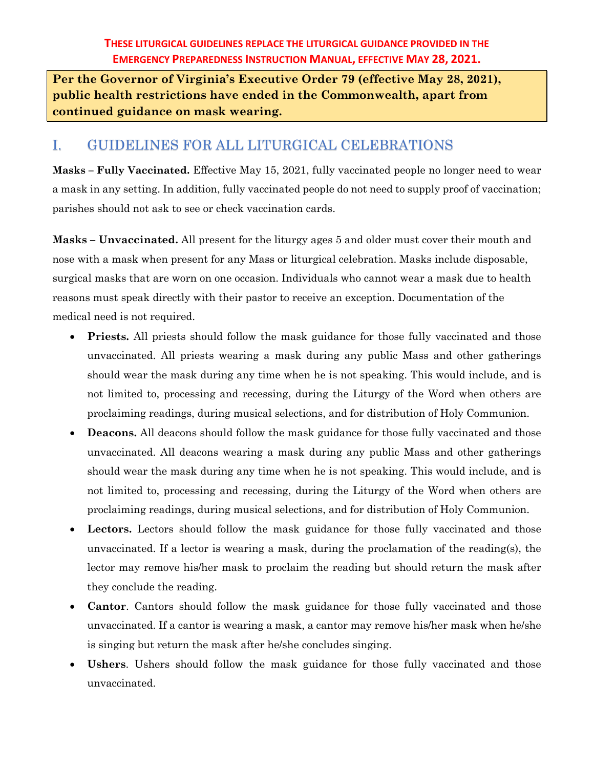**THESE LITURGICAL GUIDELINES REPLACE THE LITURGICAL GUIDANCE PROVIDED IN THE EMERGENCY PREPAREDNESS INSTRUCTION MANUAL, EFFECTIVE MAY 28, 2021.**

**Per the Governor of Virginia's Executive Order 79 (effective May 28, 2021), public health restrictions have ended in the Commonwealth, apart from continued guidance on mask wearing.**

## I. GUIDELINES FOR ALL LITURGICAL CELEBRATIONS

**Masks – Fully Vaccinated.** Effective May 15, 2021, fully vaccinated people no longer need to wear a mask in any setting. In addition, fully vaccinated people do not need to supply proof of vaccination; parishes should not ask to see or check vaccination cards.

**Masks – Unvaccinated.** All present for the liturgy ages 5 and older must cover their mouth and nose with a mask when present for any Mass or liturgical celebration. Masks include disposable, surgical masks that are worn on one occasion. Individuals who cannot wear a mask due to health reasons must speak directly with their pastor to receive an exception. Documentation of the medical need is not required.

- **Priests.** All priests should follow the mask guidance for those fully vaccinated and those unvaccinated. All priests wearing a mask during any public Mass and other gatherings should wear the mask during any time when he is not speaking. This would include, and is not limited to, processing and recessing, during the Liturgy of the Word when others are proclaiming readings, during musical selections, and for distribution of Holy Communion.
- **Deacons.** All deacons should follow the mask guidance for those fully vaccinated and those unvaccinated. All deacons wearing a mask during any public Mass and other gatherings should wear the mask during any time when he is not speaking. This would include, and is not limited to, processing and recessing, during the Liturgy of the Word when others are proclaiming readings, during musical selections, and for distribution of Holy Communion.
- **Lectors.** Lectors should follow the mask guidance for those fully vaccinated and those unvaccinated. If a lector is wearing a mask, during the proclamation of the reading(s), the lector may remove his/her mask to proclaim the reading but should return the mask after they conclude the reading.
- **Cantor**. Cantors should follow the mask guidance for those fully vaccinated and those unvaccinated. If a cantor is wearing a mask, a cantor may remove his/her mask when he/she is singing but return the mask after he/she concludes singing.
- **Ushers**. Ushers should follow the mask guidance for those fully vaccinated and those unvaccinated.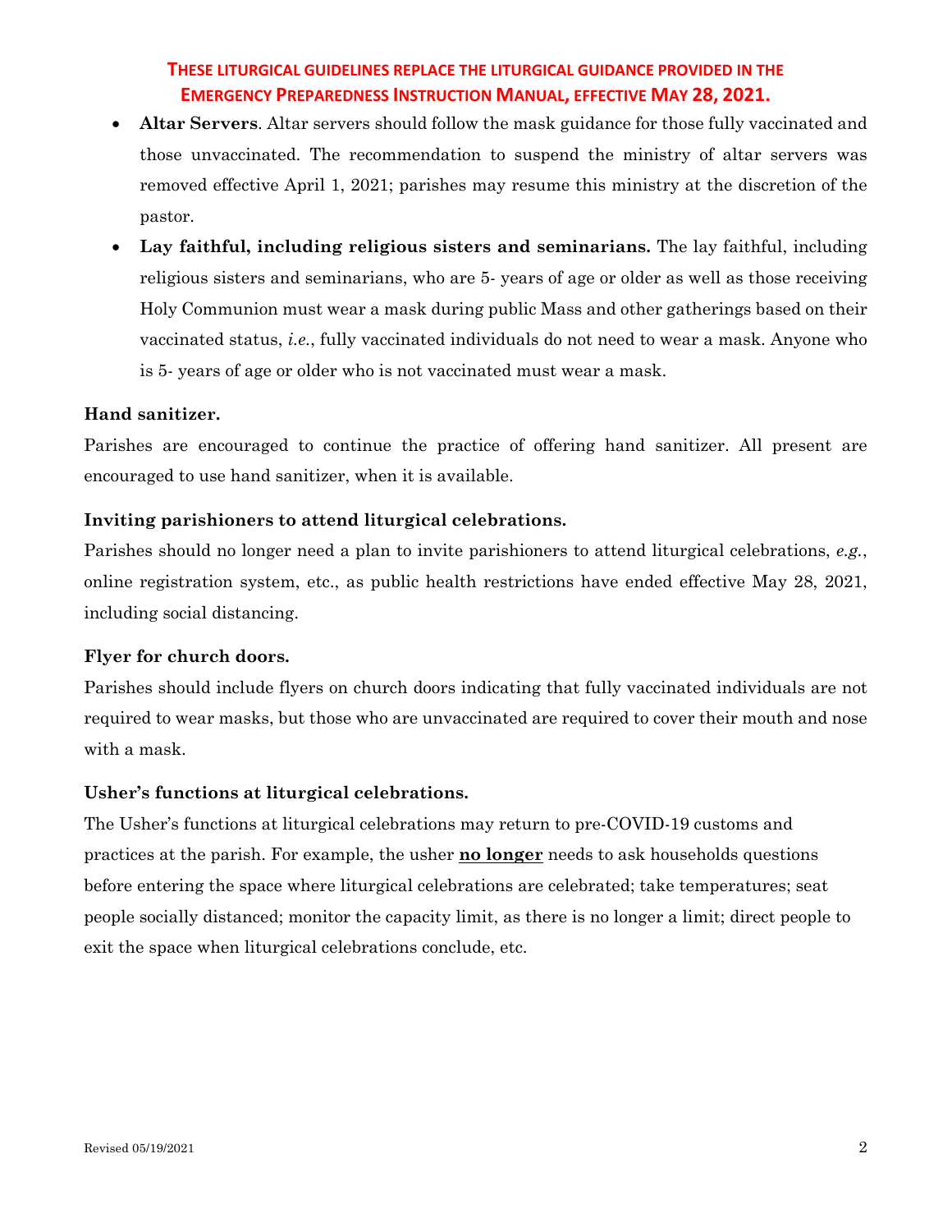**THESE LITURGICAL GUIDELINES REPLACE THE LITURGICAL GUIDANCE PROVIDED IN THE EMERGENCY PREPAREDNESS INSTRUCTION MANUAL, EFFECTIVE MAY 28, 2021.**

- **Altar Servers**. Altar servers should follow the mask guidance for those fully vaccinated and those unvaccinated. The recommendation to suspend the ministry of altar servers was removed effective April 1, 2021; parishes may resume this ministry at the discretion of the pastor.
- **Lay faithful, including religious sisters and seminarians.** The lay faithful, including religious sisters and seminarians, who are 5- years of age or older as well as those receiving Holy Communion must wear a mask during public Mass and other gatherings based on their vaccinated status, *i.e.*, fully vaccinated individuals do not need to wear a mask. Anyone who is 5- years of age or older who is not vaccinated must wear a mask.

**Hand sanitizer.**

Parishes are encouraged to continue the practice of offering hand sanitizer. All present are encouraged to use hand sanitizer, when it is available.

**Inviting parishioners to attend liturgical celebrations.**

Parishes should no longer need a plan to invite parishioners to attend liturgical celebrations, *e.g.*, online registration system, etc., as public health restrictions have ended effective May 28, 2021, including social distancing.

**Flyer for church doors.**

Parishes should include flyers on church doors indicating that fully vaccinated individuals are not required to wear masks, but those who are unvaccinated are required to cover their mouth and nose with a mask.

**Usher's functions at liturgical celebrations.**

The Usher's functions at liturgical celebrations may return to pre-COVID-19 customs and practices at the parish. For example, the usher **<u>no longer</u>** needs to ask households questions before entering the space where liturgical celebrations are celebrated; take temperatures; seat people socially distanced; monitor the capacity limit, as there is no longer a limit; direct people to exit the space when liturgical celebrations conclude, etc.

Revised 05/19/2021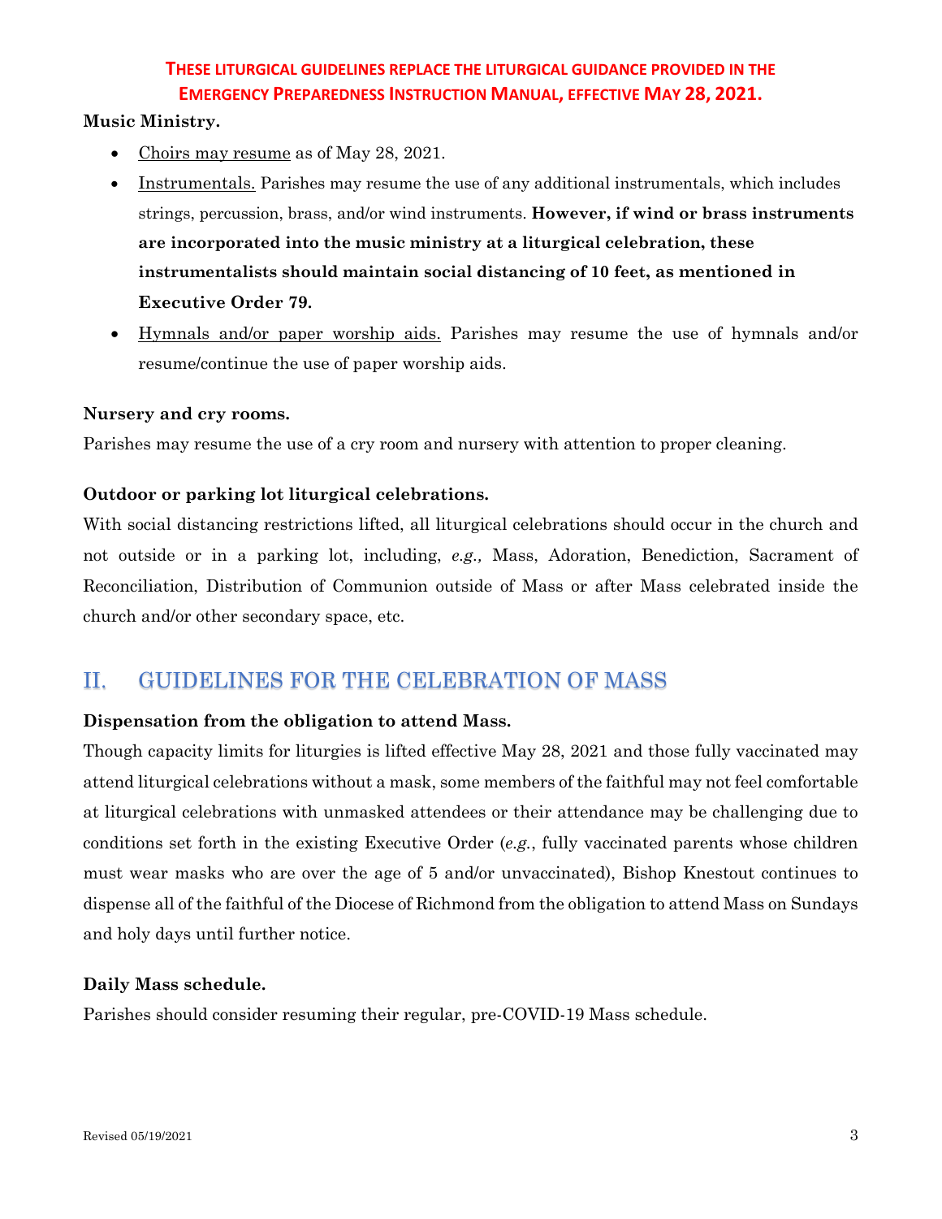**THESE LITURGICAL GUIDELINES REPLACE THE LITURGICAL GUIDANCE PROVIDED IN THE EMERGENCY PREPAREDNESS INSTRUCTION MANUAL, EFFECTIVE MAY 28, 2021.**

**Music Ministry.**

- <u>Choirs may resume</u> as of May 28, 2021.
- <u>Instrumentals.</u> Parishes may resume the use of any additional instrumentals, which includes strings, percussion, brass, and/or wind instruments. **However, if wind or brass instruments are incorporated into the music ministry at a liturgical celebration, these instrumentalists should maintain social distancing of 10 feet, as mentioned in Executive Order 79.**
- <u>Hymnals and/or paper worship aids.</u> Parishes may resume the use of hymnals and/or resume/continue the use of paper worship aids.

**Nursery and cry rooms.**

Parishes may resume the use of a cry room and nursery with attention to proper cleaning.

**Outdoor or parking lot liturgical celebrations.**

With social distancing restrictions lifted, all liturgical celebrations should occur in the church and not outside or in a parking lot, including, *e.g.,* Mass, Adoration, Benediction, Sacrament of Reconciliation, Distribution of Communion outside of Mass or after Mass celebrated inside the church and/or other secondary space, etc.

## II. GUIDELINES FOR THE CELEBRATION OF MASS

**Dispensation from the obligation to attend Mass.**

Though capacity limits for liturgies is lifted effective May 28, 2021 and those fully vaccinated may attend liturgical celebrations without a mask, some members of the faithful may not feel comfortable at liturgical celebrations with unmasked attendees or their attendance may be challenging due to conditions set forth in the existing Executive Order (*e.g.*, fully vaccinated parents whose children must wear masks who are over the age of 5 and/or unvaccinated), Bishop Knestout continues to dispense all of the faithful of the Diocese of Richmond from the obligation to attend Mass on Sundays and holy days until further notice.

**Daily Mass schedule.**

Parishes should consider resuming their regular, pre-COVID-19 Mass schedule.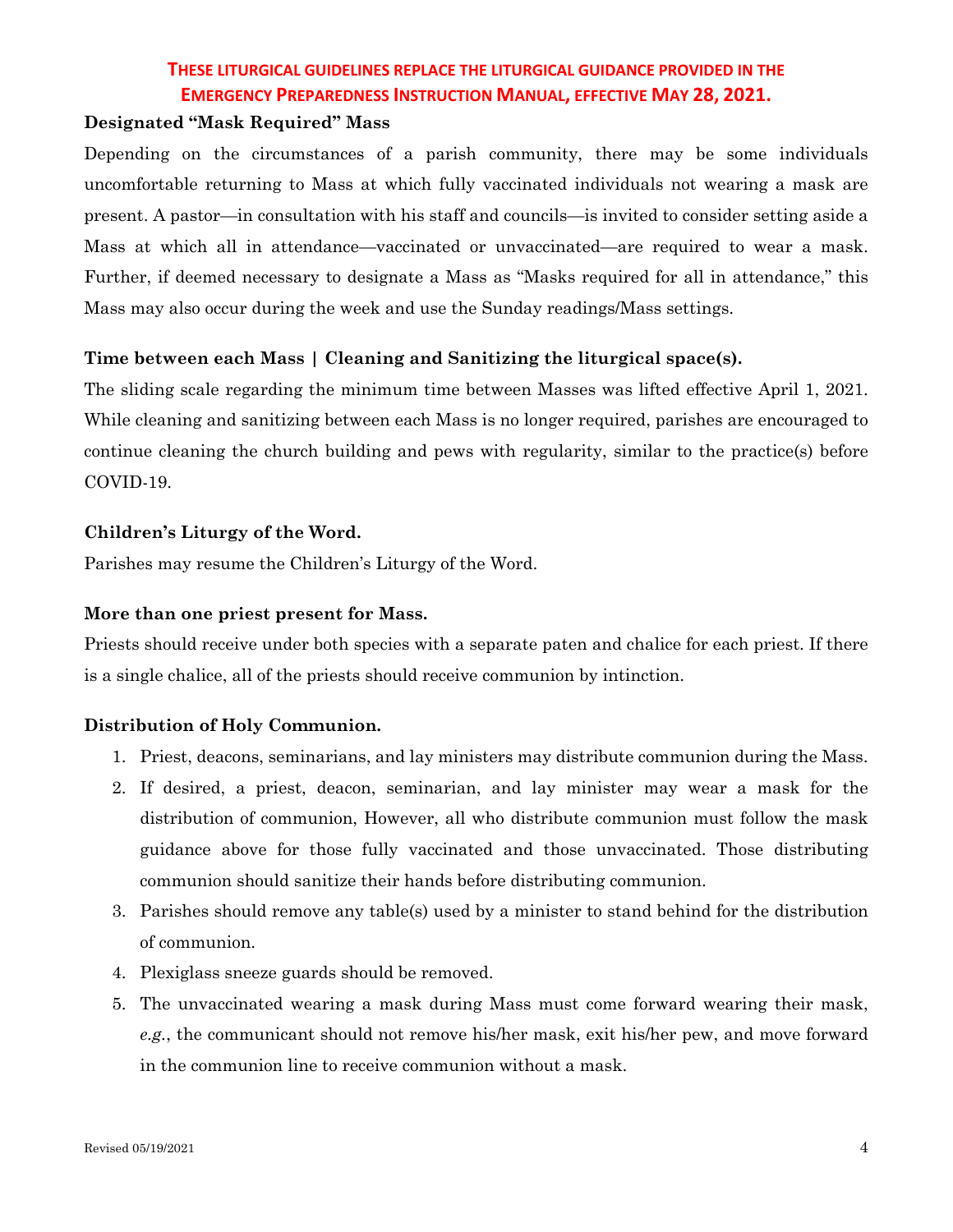**THESE LITURGICAL GUIDELINES REPLACE THE LITURGICAL GUIDANCE PROVIDED IN THE EMERGENCY PREPAREDNESS INSTRUCTION MANUAL, EFFECTIVE MAY 28, 2021.**

### Designated "Mask Required" Mass

Depending on the circumstances of a parish community, there may be some individuals uncomfortable returning to Mass at which fully vaccinated individuals not wearing a mask are present. A pastor—in consultation with his staff and councils—is invited to consider setting aside a Mass at which all in attendance—vaccinated or unvaccinated—are required to wear a mask. Further, if deemed necessary to designate a Mass as "Masks required for all in attendance," this Mass may also occur during the week and use the Sunday readings/Mass settings.

### Time between each Mass | Cleaning and Sanitizing the liturgical space(s).

The sliding scale regarding the minimum time between Masses was lifted effective April 1, 2021. While cleaning and sanitizing between each Mass is no longer required, parishes are encouraged to continue cleaning the church building and pews with regularity, similar to the practice(s) before COVID-19.

### Children's Liturgy of the Word.

Parishes may resume the Children's Liturgy of the Word.

### More than one priest present for Mass.

Priests should receive under both species with a separate paten and chalice for each priest. If there is a single chalice, all of the priests should receive communion by intinction.

### Distribution of Holy Communion.

1. Priest, deacons, seminarians, and lay ministers may distribute communion during the Mass.
2. If desired, a priest, deacon, seminarian, and lay minister may wear a mask for the distribution of communion, However, all who distribute communion must follow the mask guidance above for those fully vaccinated and those unvaccinated. Those distributing communion should sanitize their hands before distributing communion.
3. Parishes should remove any table(s) used by a minister to stand behind for the distribution of communion.
4. Plexiglass sneeze guards should be removed.
5. The unvaccinated wearing a mask during Mass must come forward wearing their mask, *e.g.*, the communicant should not remove his/her mask, exit his/her pew, and move forward in the communion line to receive communion without a mask.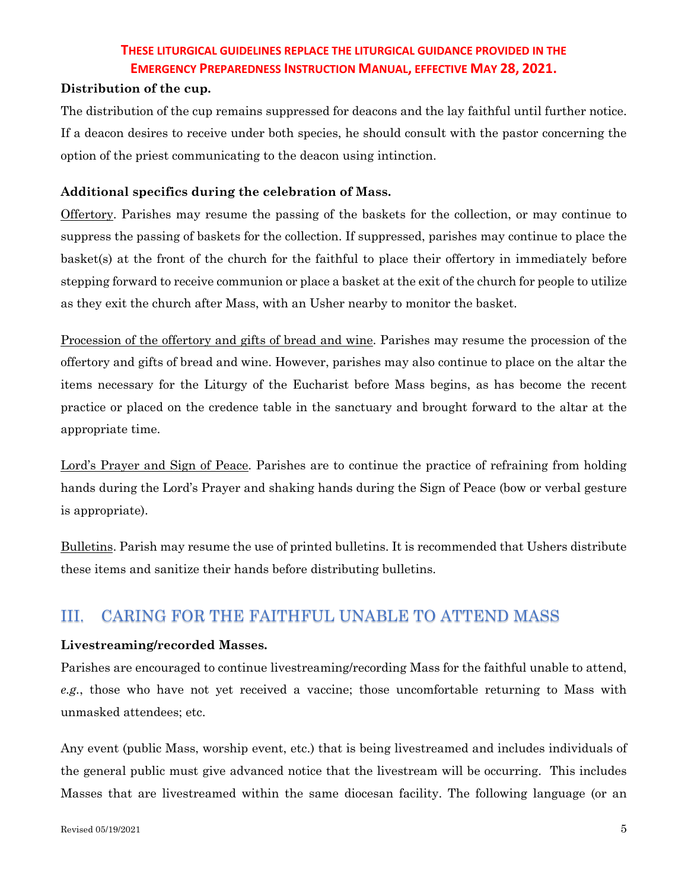**THESE LITURGICAL GUIDELINES REPLACE THE LITURGICAL GUIDANCE PROVIDED IN THE EMERGENCY PREPAREDNESS INSTRUCTION MANUAL, EFFECTIVE MAY 28, 2021.**

**Distribution of the cup.**

The distribution of the cup remains suppressed for deacons and the lay faithful until further notice. If a deacon desires to receive under both species, he should consult with the pastor concerning the option of the priest communicating to the deacon using intinction.

**Additional specifics during the celebration of Mass.**

Offertory. Parishes may resume the passing of the baskets for the collection, or may continue to suppress the passing of baskets for the collection. If suppressed, parishes may continue to place the basket(s) at the front of the church for the faithful to place their offertory in immediately before stepping forward to receive communion or place a basket at the exit of the church for people to utilize as they exit the church after Mass, with an Usher nearby to monitor the basket.

Procession of the offertory and gifts of bread and wine. Parishes may resume the procession of the offertory and gifts of bread and wine. However, parishes may also continue to place on the altar the items necessary for the Liturgy of the Eucharist before Mass begins, as has become the recent practice or placed on the credence table in the sanctuary and brought forward to the altar at the appropriate time.

Lord's Prayer and Sign of Peace. Parishes are to continue the practice of refraining from holding hands during the Lord's Prayer and shaking hands during the Sign of Peace (bow or verbal gesture is appropriate).

Bulletins. Parish may resume the use of printed bulletins. It is recommended that Ushers distribute these items and sanitize their hands before distributing bulletins.

## III. CARING FOR THE FAITHFUL UNABLE TO ATTEND MASS

**Livestreaming/recorded Masses.**

Parishes are encouraged to continue livestreaming/recording Mass for the faithful unable to attend, *e.g.*, those who have not yet received a vaccine; those uncomfortable returning to Mass with unmasked attendees; etc.

Any event (public Mass, worship event, etc.) that is being livestreamed and includes individuals of the general public must give advanced notice that the livestream will be occurring. This includes Masses that are livestreamed within the same diocesan facility. The following language (or an

Revised 05/19/2021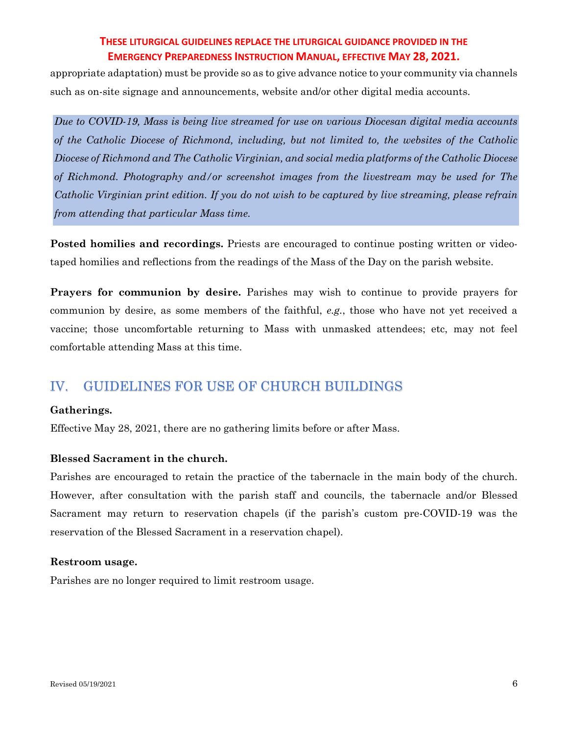appropriate adaptation) must be provide so as to give advance notice to your community via channels such as on-site signage and announcements, website and/or other digital media accounts.

*Due to COVID-19, Mass is being live streamed for use on various Diocesan digital media accounts of the Catholic Diocese of Richmond, including, but not limited to, the websites of the Catholic Diocese of Richmond and The Catholic Virginian, and social media platforms of the Catholic Diocese of Richmond. Photography and/or screenshot images from the livestream may be used for The Catholic Virginian print edition. If you do not wish to be captured by live streaming, please refrain from attending that particular Mass time.*

**Posted homilies and recordings.** Priests are encouraged to continue posting written or video-taped homilies and reflections from the readings of the Mass of the Day on the parish website.

**Prayers for communion by desire.** Parishes may wish to continue to provide prayers for communion by desire, as some members of the faithful, *e.g.*, those who have not yet received a vaccine; those uncomfortable returning to Mass with unmasked attendees; etc, may not feel comfortable attending Mass at this time.

## IV. GUIDELINES FOR USE OF CHURCH BUILDINGS

**Gatherings.**

Effective May 28, 2021, there are no gathering limits before or after Mass.

**Blessed Sacrament in the church.**

Parishes are encouraged to retain the practice of the tabernacle in the main body of the church. However, after consultation with the parish staff and councils, the tabernacle and/or Blessed Sacrament may return to reservation chapels (if the parish's custom pre-COVID-19 was the reservation of the Blessed Sacrament in a reservation chapel).

**Restroom usage.**

Parishes are no longer required to limit restroom usage.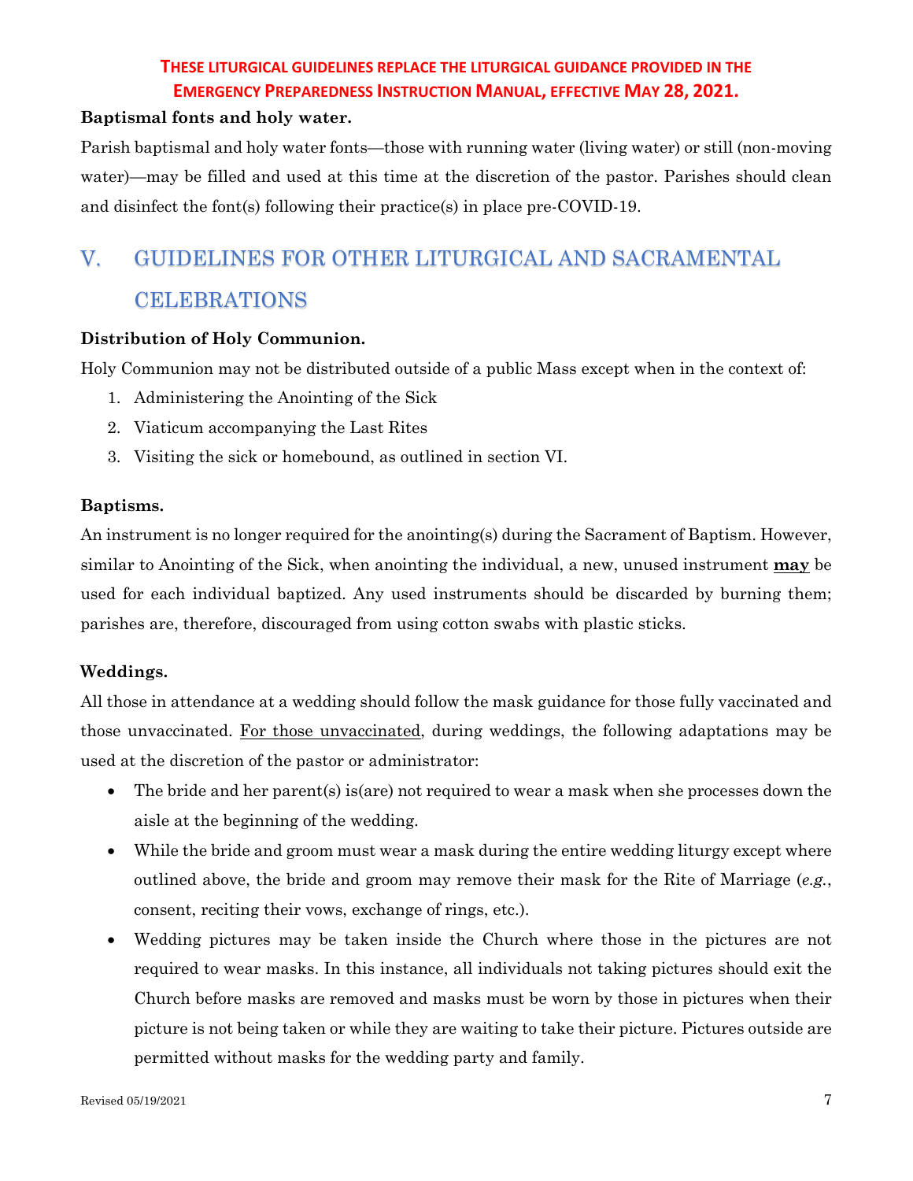**THESE LITURGICAL GUIDELINES REPLACE THE LITURGICAL GUIDANCE PROVIDED IN THE EMERGENCY PREPAREDNESS INSTRUCTION MANUAL, EFFECTIVE MAY 28, 2021.**

**Baptismal fonts and holy water.**

Parish baptismal and holy water fonts—those with running water (living water) or still (non-moving water)—may be filled and used at this time at the discretion of the pastor. Parishes should clean and disinfect the font(s) following their practice(s) in place pre-COVID-19.

## V. GUIDELINES FOR OTHER LITURGICAL AND SACRAMENTAL CELEBRATIONS

**Distribution of Holy Communion.**

Holy Communion may not be distributed outside of a public Mass except when in the context of:

1. Administering the Anointing of the Sick
2. Viaticum accompanying the Last Rites
3. Visiting the sick or homebound, as outlined in section VI.

**Baptisms.**

An instrument is no longer required for the anointing(s) during the Sacrament of Baptism. However, similar to Anointing of the Sick, when anointing the individual, a new, unused instrument <u>**may**</u> be used for each individual baptized. Any used instruments should be discarded by burning them; parishes are, therefore, discouraged from using cotton swabs with plastic sticks.

**Weddings.**

All those in attendance at a wedding should follow the mask guidance for those fully vaccinated and those unvaccinated. <u>For those unvaccinated</u>, during weddings, the following adaptations may be used at the discretion of the pastor or administrator:

- The bride and her parent(s) is(are) not required to wear a mask when she processes down the aisle at the beginning of the wedding.
- While the bride and groom must wear a mask during the entire wedding liturgy except where outlined above, the bride and groom may remove their mask for the Rite of Marriage (*e.g.*, consent, reciting their vows, exchange of rings, etc.).
- Wedding pictures may be taken inside the Church where those in the pictures are not required to wear masks. In this instance, all individuals not taking pictures should exit the Church before masks are removed and masks must be worn by those in pictures when their picture is not being taken or while they are waiting to take their picture. Pictures outside are permitted without masks for the wedding party and family.

Revised 05/19/2021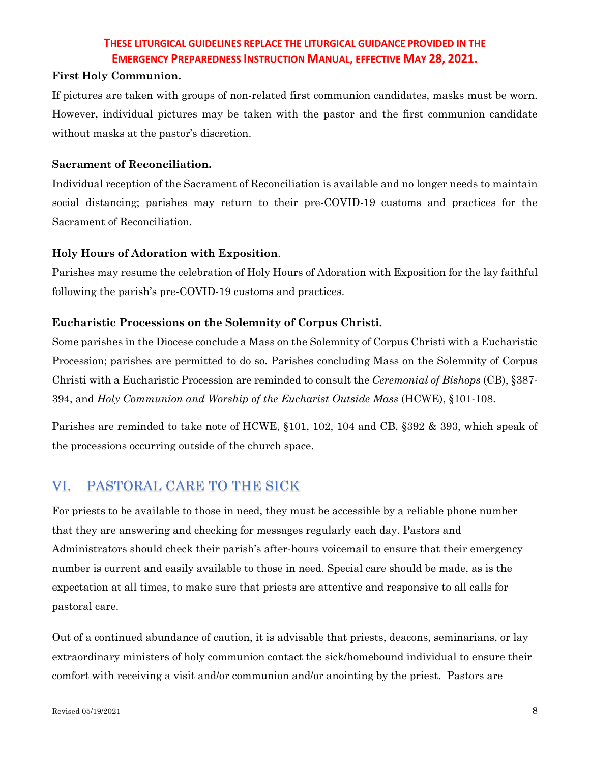**THESE LITURGICAL GUIDELINES REPLACE THE LITURGICAL GUIDANCE PROVIDED IN THE EMERGENCY PREPAREDNESS INSTRUCTION MANUAL, EFFECTIVE MAY 28, 2021.**

**First Holy Communion.**

If pictures are taken with groups of non-related first communion candidates, masks must be worn. However, individual pictures may be taken with the pastor and the first communion candidate without masks at the pastor's discretion.

**Sacrament of Reconciliation.**

Individual reception of the Sacrament of Reconciliation is available and no longer needs to maintain social distancing; parishes may return to their pre-COVID-19 customs and practices for the Sacrament of Reconciliation.

**Holy Hours of Adoration with Exposition**.

Parishes may resume the celebration of Holy Hours of Adoration with Exposition for the lay faithful following the parish's pre-COVID-19 customs and practices.

**Eucharistic Processions on the Solemnity of Corpus Christi.**

Some parishes in the Diocese conclude a Mass on the Solemnity of Corpus Christi with a Eucharistic Procession; parishes are permitted to do so. Parishes concluding Mass on the Solemnity of Corpus Christi with a Eucharistic Procession are reminded to consult the *Ceremonial of Bishops* (CB), §387-394, and *Holy Communion and Worship of the Eucharist Outside Mass* (HCWE), §101-108.

Parishes are reminded to take note of HCWE, §101, 102, 104 and CB, §392 & 393, which speak of the processions occurring outside of the church space.

## VI. PASTORAL CARE TO THE SICK

For priests to be available to those in need, they must be accessible by a reliable phone number that they are answering and checking for messages regularly each day. Pastors and Administrators should check their parish's after-hours voicemail to ensure that their emergency number is current and easily available to those in need. Special care should be made, as is the expectation at all times, to make sure that priests are attentive and responsive to all calls for pastoral care.

Out of a continued abundance of caution, it is advisable that priests, deacons, seminarians, or lay extraordinary ministers of holy communion contact the sick/homebound individual to ensure their comfort with receiving a visit and/or communion and/or anointing by the priest. Pastors are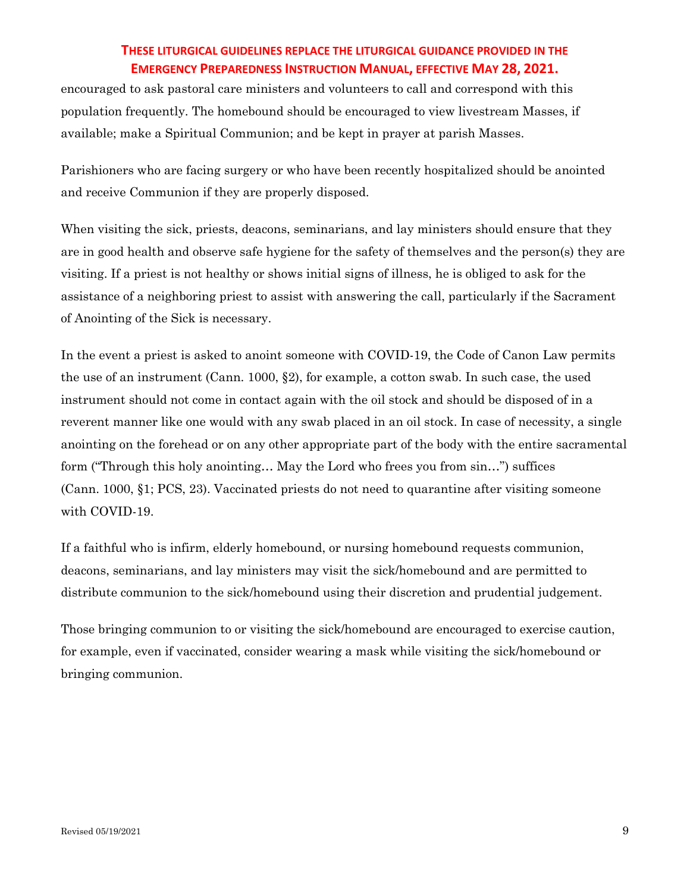encouraged to ask pastoral care ministers and volunteers to call and correspond with this population frequently. The homebound should be encouraged to view livestream Masses, if available; make a Spiritual Communion; and be kept in prayer at parish Masses.

Parishioners who are facing surgery or who have been recently hospitalized should be anointed and receive Communion if they are properly disposed.

When visiting the sick, priests, deacons, seminarians, and lay ministers should ensure that they are in good health and observe safe hygiene for the safety of themselves and the person(s) they are visiting. If a priest is not healthy or shows initial signs of illness, he is obliged to ask for the assistance of a neighboring priest to assist with answering the call, particularly if the Sacrament of Anointing of the Sick is necessary.

In the event a priest is asked to anoint someone with COVID-19, the Code of Canon Law permits the use of an instrument (Cann. 1000, §2), for example, a cotton swab. In such case, the used instrument should not come in contact again with the oil stock and should be disposed of in a reverent manner like one would with any swab placed in an oil stock. In case of necessity, a single anointing on the forehead or on any other appropriate part of the body with the entire sacramental form ("Through this holy anointing… May the Lord who frees you from sin…") suffices (Cann. 1000, §1; PCS, 23). Vaccinated priests do not need to quarantine after visiting someone with COVID-19.

If a faithful who is infirm, elderly homebound, or nursing homebound requests communion, deacons, seminarians, and lay ministers may visit the sick/homebound and are permitted to distribute communion to the sick/homebound using their discretion and prudential judgement.

Those bringing communion to or visiting the sick/homebound are encouraged to exercise caution, for example, even if vaccinated, consider wearing a mask while visiting the sick/homebound or bringing communion.